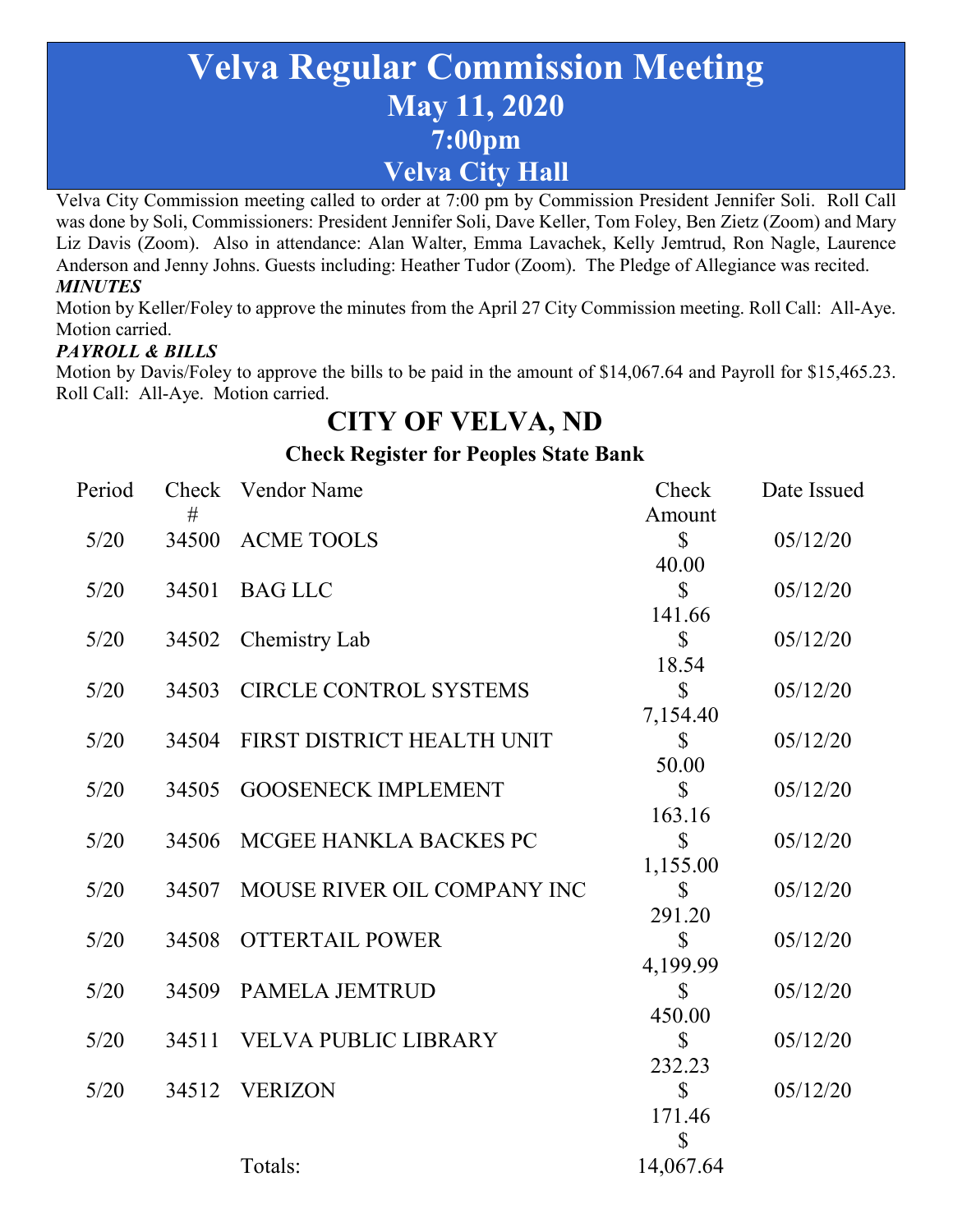# Velva Regular Commission Meeting
## May 11, 2020
## 7:00pm
## Velva City Hall

Velva City Commission meeting called to order at 7:00 pm by Commission President Jennifer Soli. Roll Call was done by Soli, Commissioners: President Jennifer Soli, Dave Keller, Tom Foley, Ben Zietz (Zoom) and Mary Liz Davis (Zoom). Also in attendance: Alan Walter, Emma Lavachek, Kelly Jemtrud, Ron Nagle, Laurence Anderson and Jenny Johns. Guests including: Heather Tudor (Zoom). The Pledge of Allegiance was recited.

***MINUTES***

Motion by Keller/Foley to approve the minutes from the April 27 City Commission meeting. Roll Call: All-Aye. Motion carried.

***PAYROLL & BILLS***

Motion by Davis/Foley to approve the bills to be paid in the amount of $14,067.64 and Payroll for $15,465.23. Roll Call: All-Aye. Motion carried.

## CITY OF VELVA, ND

### Check Register for Peoples State Bank

| Period | Check # | Vendor Name | Check Amount | Date Issued |
|---|---|---|---|---|
| 5/20 | 34500 | ACME TOOLS | $ 40.00 | 05/12/20 |
| 5/20 | 34501 | BAG LLC | $ 141.66 | 05/12/20 |
| 5/20 | 34502 | Chemistry Lab | $ 18.54 | 05/12/20 |
| 5/20 | 34503 | CIRCLE CONTROL SYSTEMS | $ 7,154.40 | 05/12/20 |
| 5/20 | 34504 | FIRST DISTRICT HEALTH UNIT | $ 50.00 | 05/12/20 |
| 5/20 | 34505 | GOOSENECK IMPLEMENT | $ 163.16 | 05/12/20 |
| 5/20 | 34506 | MCGEE HANKLA BACKES PC | $ 1,155.00 | 05/12/20 |
| 5/20 | 34507 | MOUSE RIVER OIL COMPANY INC | $ 291.20 | 05/12/20 |
| 5/20 | 34508 | OTTERTAIL POWER | $ 4,199.99 | 05/12/20 |
| 5/20 | 34509 | PAMELA JEMTRUD | $ 450.00 | 05/12/20 |
| 5/20 | 34511 | VELVA PUBLIC LIBRARY | $ 232.23 | 05/12/20 |
| 5/20 | 34512 | VERIZON | $ 171.46 | 05/12/20 |
| | | Totals: | $ 14,067.64 | |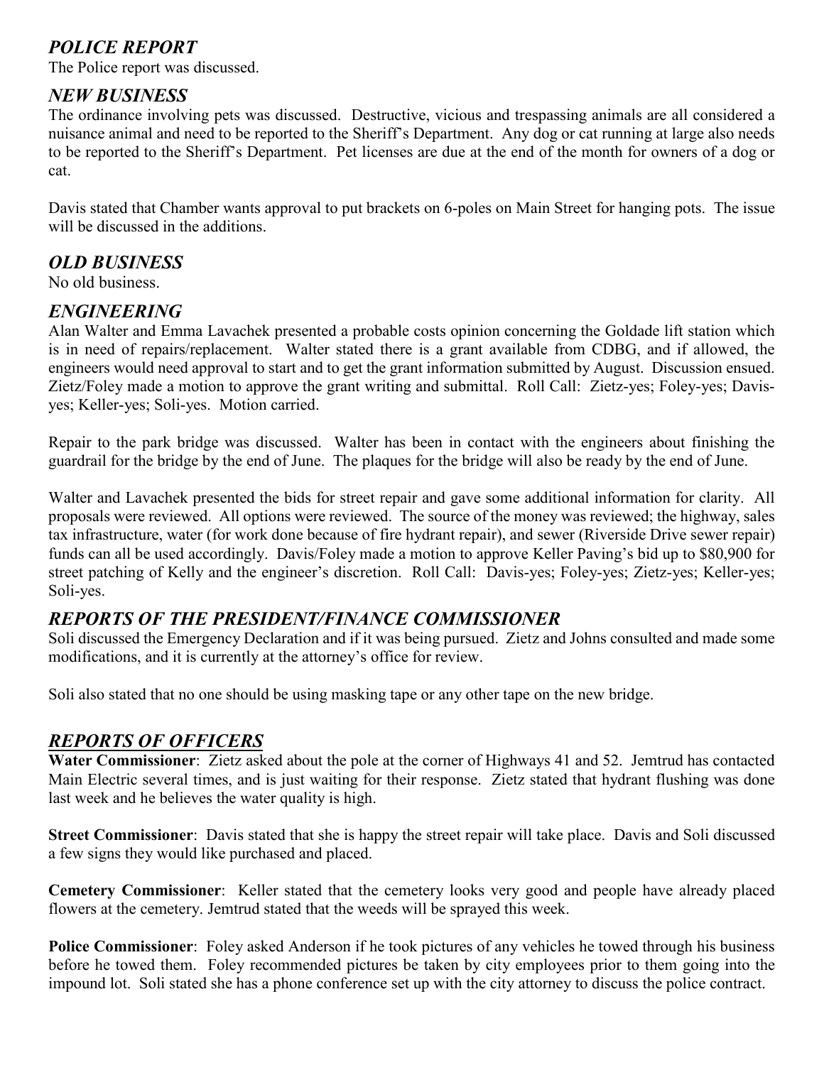## *POLICE REPORT*

The Police report was discussed.

## *NEW BUSINESS*

The ordinance involving pets was discussed. Destructive, vicious and trespassing animals are all considered a nuisance animal and need to be reported to the Sheriff's Department. Any dog or cat running at large also needs to be reported to the Sheriff's Department. Pet licenses are due at the end of the month for owners of a dog or cat.

Davis stated that Chamber wants approval to put brackets on 6-poles on Main Street for hanging pots. The issue will be discussed in the additions.

## *OLD BUSINESS*

No old business.

## *ENGINEERING*

Alan Walter and Emma Lavachek presented a probable costs opinion concerning the Goldade lift station which is in need of repairs/replacement. Walter stated there is a grant available from CDBG, and if allowed, the engineers would need approval to start and to get the grant information submitted by August. Discussion ensued. Zietz/Foley made a motion to approve the grant writing and submittal. Roll Call: Zietz-yes; Foley-yes; Davis-yes; Keller-yes; Soli-yes. Motion carried.

Repair to the park bridge was discussed. Walter has been in contact with the engineers about finishing the guardrail for the bridge by the end of June. The plaques for the bridge will also be ready by the end of June.

Walter and Lavachek presented the bids for street repair and gave some additional information for clarity. All proposals were reviewed. All options were reviewed. The source of the money was reviewed; the highway, sales tax infrastructure, water (for work done because of fire hydrant repair), and sewer (Riverside Drive sewer repair) funds can all be used accordingly. Davis/Foley made a motion to approve Keller Paving's bid up to $80,900 for street patching of Kelly and the engineer's discretion. Roll Call: Davis-yes; Foley-yes; Zietz-yes; Keller-yes; Soli-yes.

## *REPORTS OF THE PRESIDENT/FINANCE COMMISSIONER*

Soli discussed the Emergency Declaration and if it was being pursued. Zietz and Johns consulted and made some modifications, and it is currently at the attorney's office for review.

Soli also stated that no one should be using masking tape or any other tape on the new bridge.

## ***REPORTS OF OFFICERS***

**Water Commissioner**: Zietz asked about the pole at the corner of Highways 41 and 52. Jemtrud has contacted Main Electric several times, and is just waiting for their response. Zietz stated that hydrant flushing was done last week and he believes the water quality is high.

**Street Commissioner**: Davis stated that she is happy the street repair will take place. Davis and Soli discussed a few signs they would like purchased and placed.

**Cemetery Commissioner**: Keller stated that the cemetery looks very good and people have already placed flowers at the cemetery. Jemtrud stated that the weeds will be sprayed this week.

**Police Commissioner**: Foley asked Anderson if he took pictures of any vehicles he towed through his business before he towed them. Foley recommended pictures be taken by city employees prior to them going into the impound lot. Soli stated she has a phone conference set up with the city attorney to discuss the police contract.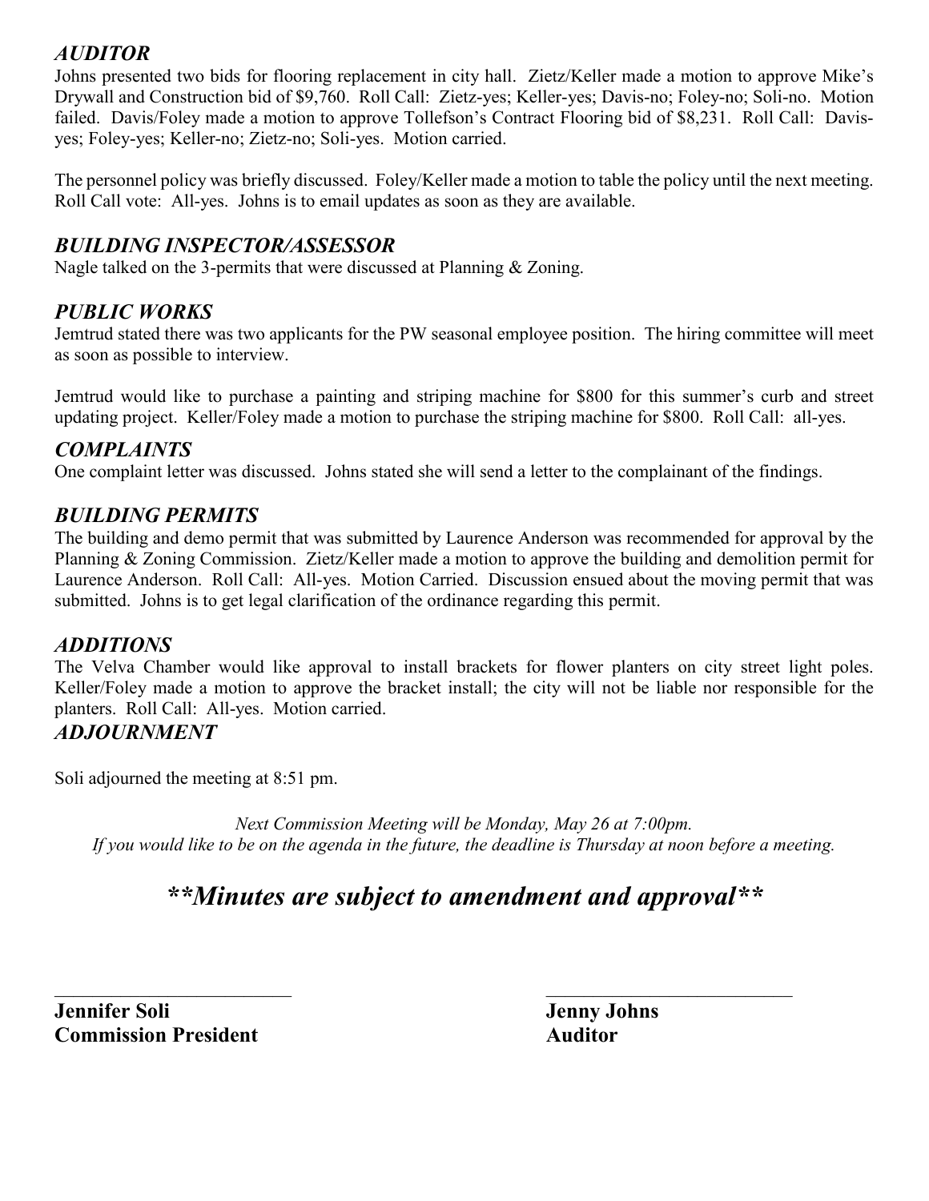## *AUDITOR*

Johns presented two bids for flooring replacement in city hall. Zietz/Keller made a motion to approve Mike's Drywall and Construction bid of $9,760. Roll Call: Zietz-yes; Keller-yes; Davis-no; Foley-no; Soli-no. Motion failed. Davis/Foley made a motion to approve Tollefson's Contract Flooring bid of $8,231. Roll Call: Davis-yes; Foley-yes; Keller-no; Zietz-no; Soli-yes. Motion carried.

The personnel policy was briefly discussed. Foley/Keller made a motion to table the policy until the next meeting. Roll Call vote: All-yes. Johns is to email updates as soon as they are available.

## *BUILDING INSPECTOR/ASSESSOR*

Nagle talked on the 3-permits that were discussed at Planning & Zoning.

## *PUBLIC WORKS*

Jemtrud stated there was two applicants for the PW seasonal employee position. The hiring committee will meet as soon as possible to interview.

Jemtrud would like to purchase a painting and striping machine for $800 for this summer's curb and street updating project. Keller/Foley made a motion to purchase the striping machine for $800. Roll Call: all-yes.

## *COMPLAINTS*

One complaint letter was discussed. Johns stated she will send a letter to the complainant of the findings.

## *BUILDING PERMITS*

The building and demo permit that was submitted by Laurence Anderson was recommended for approval by the Planning & Zoning Commission. Zietz/Keller made a motion to approve the building and demolition permit for Laurence Anderson. Roll Call: All-yes. Motion Carried. Discussion ensued about the moving permit that was submitted. Johns is to get legal clarification of the ordinance regarding this permit.

## *ADDITIONS*

The Velva Chamber would like approval to install brackets for flower planters on city street light poles. Keller/Foley made a motion to approve the bracket install; the city will not be liable nor responsible for the planters. Roll Call: All-yes. Motion carried.

## *ADJOURNMENT*

Soli adjourned the meeting at 8:51 pm.

*Next Commission Meeting will be Monday, May 26 at 7:00pm.*
*If you would like to be on the agenda in the future, the deadline is Thursday at noon before a meeting.*

# ***Minutes are subject to amendment and approval***

\_\_\_\_\_\_\_\_\_\_\_\_\_\_\_\_\_\_\_\_\_\_\_\_\_\_
**Jennifer Soli**
**Commission President**

\_\_\_\_\_\_\_\_\_\_\_\_\_\_\_\_\_\_\_\_\_\_\_\_\_\_
**Jenny Johns**
**Auditor**